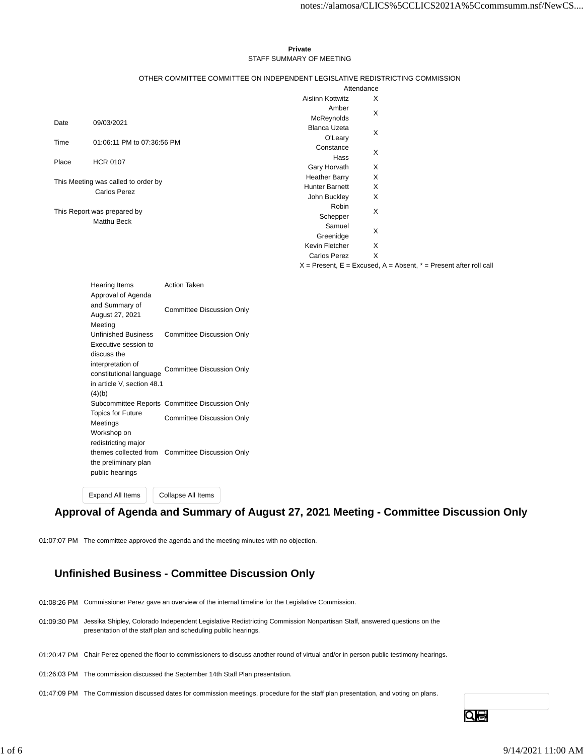**Private**

STAFF SUMMARY OF MEETING

OTHER COMMITTEE COMMITTEE ON INDEPENDENT LEGISLATIVE REDISTRICTING COMMISSION

| | |
|---|---|
| Date | 09/03/2021 |
| Time | 01:06:11 PM to 07:36:56 PM |
| Place | HCR 0107 |

This Meeting was called to order by
Carlos Perez

This Report was prepared by
Matthu Beck

| Attendance | |
|---|---|
| Aislinn Kottwitz | X |
| Amber McReynolds | X |
| Blanca Uzeta O'Leary | X |
| Constance Hass | X |
| Gary Horvath | X |
| Heather Barry | X |
| Hunter Barnett | X |
| John Buckley | X |
| Robin Schepper | X |
| Samuel Greenidge | X |
| Kevin Fletcher | X |
| Carlos Perez | X |

X = Present, E = Excused, A = Absent, * = Present after roll call

| Hearing Items | Action Taken |
|---|---|
| Approval of Agenda and Summary of August 27, 2021 Meeting | Committee Discussion Only |
| Unfinished Business | Committee Discussion Only |
| Executive session to discuss the interpretation of constitutional language in article V, section 48.1 (4)(b) | Committee Discussion Only |
| Subcommittee Reports | Committee Discussion Only |
| Topics for Future Meetings | Committee Discussion Only |
| Workshop on redistricting major themes collected from the preliminary plan public hearings | Committee Discussion Only |

## Approval of Agenda and Summary of August 27, 2021 Meeting - Committee Discussion Only

01:07:07 PM The committee approved the agenda and the meeting minutes with no objection.

## Unfinished Business - Committee Discussion Only

01:08:26 PM Commissioner Perez gave an overview of the internal timeline for the Legislative Commission.

01:09:30 PM Jessika Shipley, Colorado Independent Legislative Redistricting Commission Nonpartisan Staff, answered questions on the presentation of the staff plan and scheduling public hearings.

01:20:47 PM Chair Perez opened the floor to commissioners to discuss another round of virtual and/or in person public testimony hearings.

01:26:03 PM The commission discussed the September 14th Staff Plan presentation.

01:47:09 PM The Commission discussed dates for commission meetings, procedure for the staff plan presentation, and voting on plans.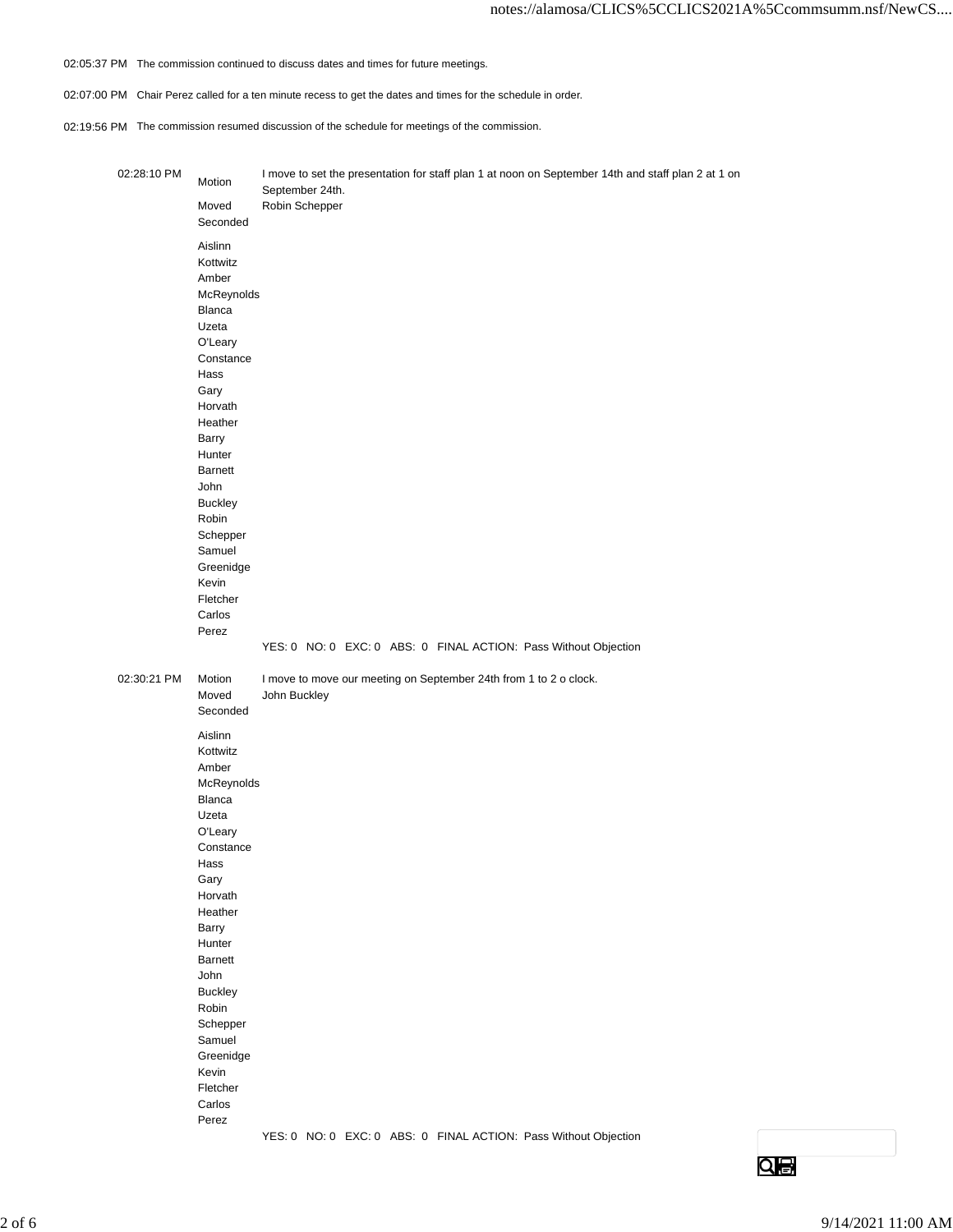02:05:37 PM The commission continued to discuss dates and times for future meetings.

02:07:00 PM Chair Perez called for a ten minute recess to get the dates and times for the schedule in order.

02:19:56 PM The commission resumed discussion of the schedule for meetings of the commission.

| 02:28:10 PM | Motion | I move to set the presentation for staff plan 1 at noon on September 14th and staff plan 2 at 1 on September 24th. |
|---|---|---|
| | Moved | Robin Schepper |
| | Seconded | |
| | Aislinn Kottwitz | |
| | Amber McReynolds | |
| | Blanca Uzeta O'Leary | |
| | Constance Hass | |
| | Gary Horvath | |
| | Heather Barry | |
| | Hunter Barnett | |
| | John Buckley | |
| | Robin Schepper | |
| | Samuel Greenidge | |
| | Kevin Fletcher | |
| | Carlos Perez | |
| | | YES: 0 NO: 0 EXC: 0 ABS: 0 FINAL ACTION: Pass Without Objection |

| 02:30:21 PM | Motion | I move to move our meeting on September 24th from 1 to 2 o clock. |
|---|---|---|
| | Moved | John Buckley |
| | Seconded | |
| | Aislinn Kottwitz | |
| | Amber McReynolds | |
| | Blanca Uzeta O'Leary | |
| | Constance Hass | |
| | Gary Horvath | |
| | Heather Barry | |
| | Hunter Barnett | |
| | John Buckley | |
| | Robin Schepper | |
| | Samuel Greenidge | |
| | Kevin Fletcher | |
| | Carlos Perez | |
| | | YES: 0 NO: 0 EXC: 0 ABS: 0 FINAL ACTION: Pass Without Objection |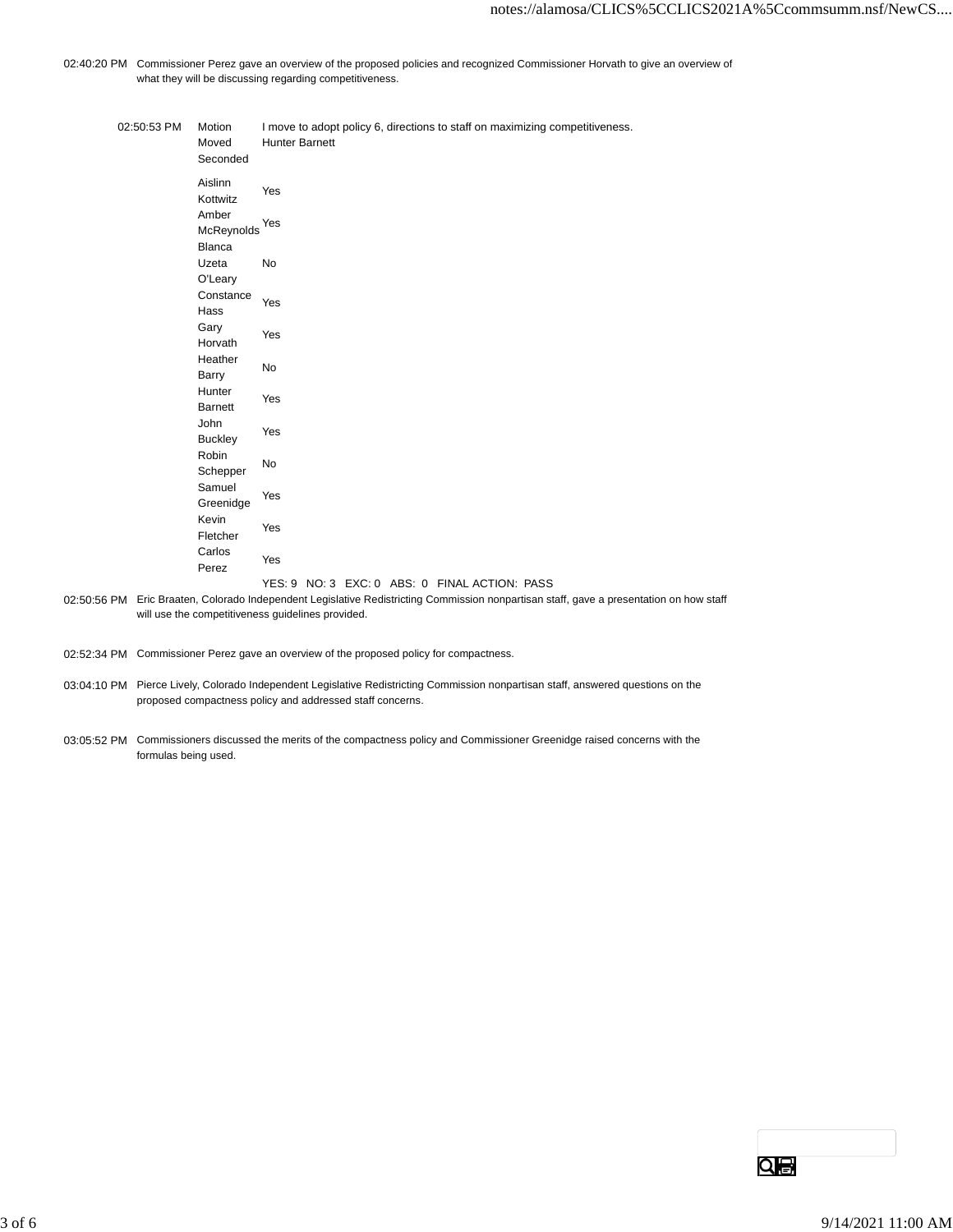02:40:20 PM Commissioner Perez gave an overview of the proposed policies and recognized Commissioner Horvath to give an overview of what they will be discussing regarding competitiveness.

| 02:50:53 PM | Motion | I move to adopt policy 6, directions to staff on maximizing competitiveness. |
|---|---|---|
| | Moved | Hunter Barnett |
| | Seconded | |
| | Aislinn Kottwitz | Yes |
| | Amber McReynolds | Yes |
| | Blanca Uzeta O'Leary | No |
| | Constance Hass | Yes |
| | Gary Horvath | Yes |
| | Heather Barry | No |
| | Hunter Barnett | Yes |
| | John Buckley | Yes |
| | Robin Schepper | No |
| | Samuel Greenidge | Yes |
| | Kevin Fletcher | Yes |
| | Carlos Perez | Yes |
| | | YES: 9 NO: 3 EXC: 0 ABS: 0 FINAL ACTION: PASS |

02:50:56 PM Eric Braaten, Colorado Independent Legislative Redistricting Commission nonpartisan staff, gave a presentation on how staff will use the competitiveness guidelines provided.

02:52:34 PM Commissioner Perez gave an overview of the proposed policy for compactness.

03:04:10 PM Pierce Lively, Colorado Independent Legislative Redistricting Commission nonpartisan staff, answered questions on the proposed compactness policy and addressed staff concerns.

03:05:52 PM Commissioners discussed the merits of the compactness policy and Commissioner Greenidge raised concerns with the formulas being used.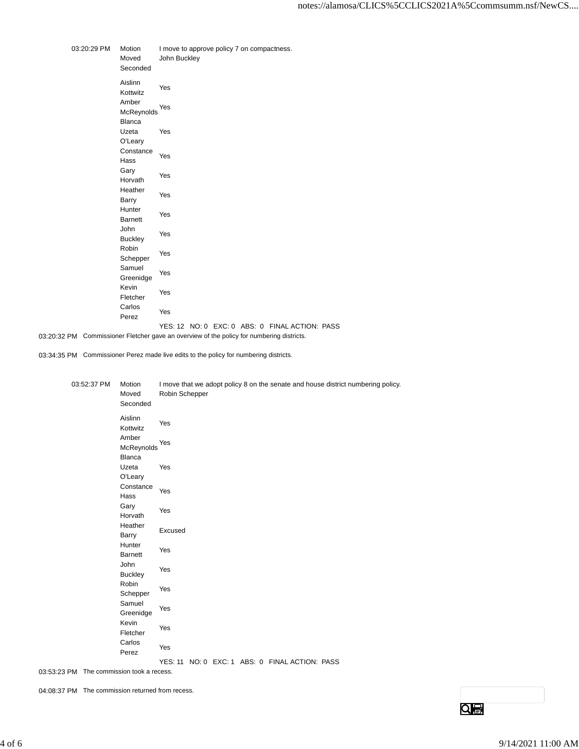| | | |
|---|---|---|
| 03:20:29 PM | Motion | I move to approve policy 7 on compactness. |
| | Moved | John Buckley |
| | Seconded | |
| | Aislinn Kottwitz | Yes |
| | Amber McReynolds | Yes |
| | Blanca Uzeta O'Leary | Yes |
| | Constance Hass | Yes |
| | Gary Horvath | Yes |
| | Heather Barry | Yes |
| | Hunter Barnett | Yes |
| | John Buckley | Yes |
| | Robin Schepper | Yes |
| | Samuel Greenidge | Yes |
| | Kevin Fletcher | Yes |
| | Carlos Perez | Yes |
| | | YES: 12 NO: 0 EXC: 0 ABS: 0 FINAL ACTION: PASS |

03:20:32 PM Commissioner Fletcher gave an overview of the policy for numbering districts.

03:34:35 PM Commissioner Perez made live edits to the policy for numbering districts.

| | | |
|---|---|---|
| 03:52:37 PM | Motion | I move that we adopt policy 8 on the senate and house district numbering policy. |
| | Moved | Robin Schepper |
| | Seconded | |
| | Aislinn Kottwitz | Yes |
| | Amber McReynolds | Yes |
| | Blanca Uzeta O'Leary | Yes |
| | Constance Hass | Yes |
| | Gary Horvath | Yes |
| | Heather Barry | Excused |
| | Hunter Barnett | Yes |
| | John Buckley | Yes |
| | Robin Schepper | Yes |
| | Samuel Greenidge | Yes |
| | Kevin Fletcher | Yes |
| | Carlos Perez | Yes |
| | | YES: 11 NO: 0 EXC: 1 ABS: 0 FINAL ACTION: PASS |

03:53:23 PM The commission took a recess.

04:08:37 PM The commission returned from recess.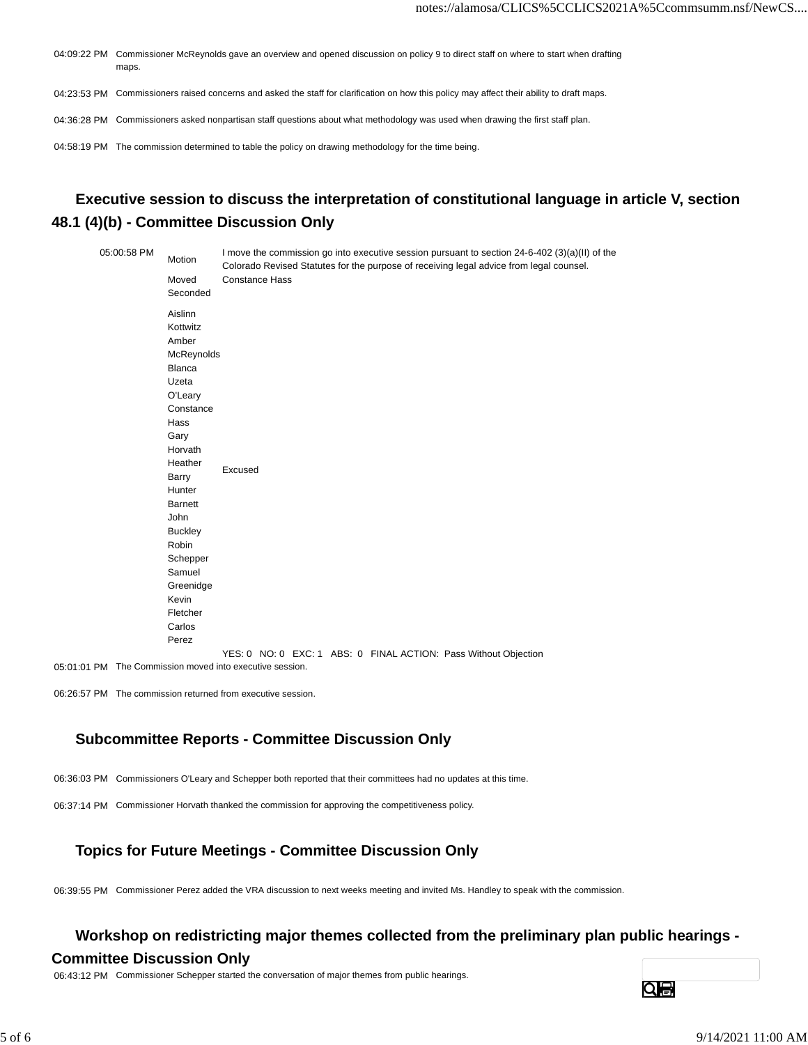| | |
|---|---|
| 04:09:22 PM | Commissioner McReynolds gave an overview and opened discussion on policy 9 to direct staff on where to start when drafting maps. |
| 04:23:53 PM | Commissioners raised concerns and asked the staff for clarification on how this policy may affect their ability to draft maps. |
| 04:36:28 PM | Commissioners asked nonpartisan staff questions about what methodology was used when drawing the first staff plan. |
| 04:58:19 PM | The commission determined to table the policy on drawing methodology for the time being. |

## Executive session to discuss the interpretation of constitutional language in article V, section 48.1 (4)(b) - Committee Discussion Only

05:00:58 PM

| | |
|---|---|
| Motion | I move the commission go into executive session pursuant to section 24-6-402 (3)(a)(II) of the Colorado Revised Statutes for the purpose of receiving legal advice from legal counsel. |
| Moved | Constance Hass |
| Seconded | |
| Aislinn Kottwitz | |
| Amber McReynolds | |
| Blanca Uzeta O'Leary | |
| Constance Hass | |
| Gary Horvath | |
| Heather Barry | Excused |
| Hunter Barnett | |
| John Buckley | |
| Robin Schepper | |
| Samuel Greenidge | |
| Kevin Fletcher | |
| Carlos Perez | |

YES: 0 NO: 0 EXC: 1 ABS: 0 FINAL ACTION: Pass Without Objection

| | |
|---|---|
| 05:01:01 PM | The Commission moved into executive session. |
| 06:26:57 PM | The commission returned from executive session. |

## Subcommittee Reports - Committee Discussion Only

| | |
|---|---|
| 06:36:03 PM | Commissioners O'Leary and Schepper both reported that their committees had no updates at this time. |
| 06:37:14 PM | Commissioner Horvath thanked the commission for approving the competitiveness policy. |

## Topics for Future Meetings - Committee Discussion Only

| | |
|---|---|
| 06:39:55 PM | Commissioner Perez added the VRA discussion to next weeks meeting and invited Ms. Handley to speak with the commission. |

## Workshop on redistricting major themes collected from the preliminary plan public hearings - Committee Discussion Only

| | |
|---|---|
| 06:43:12 PM | Commissioner Schepper started the conversation of major themes from public hearings. |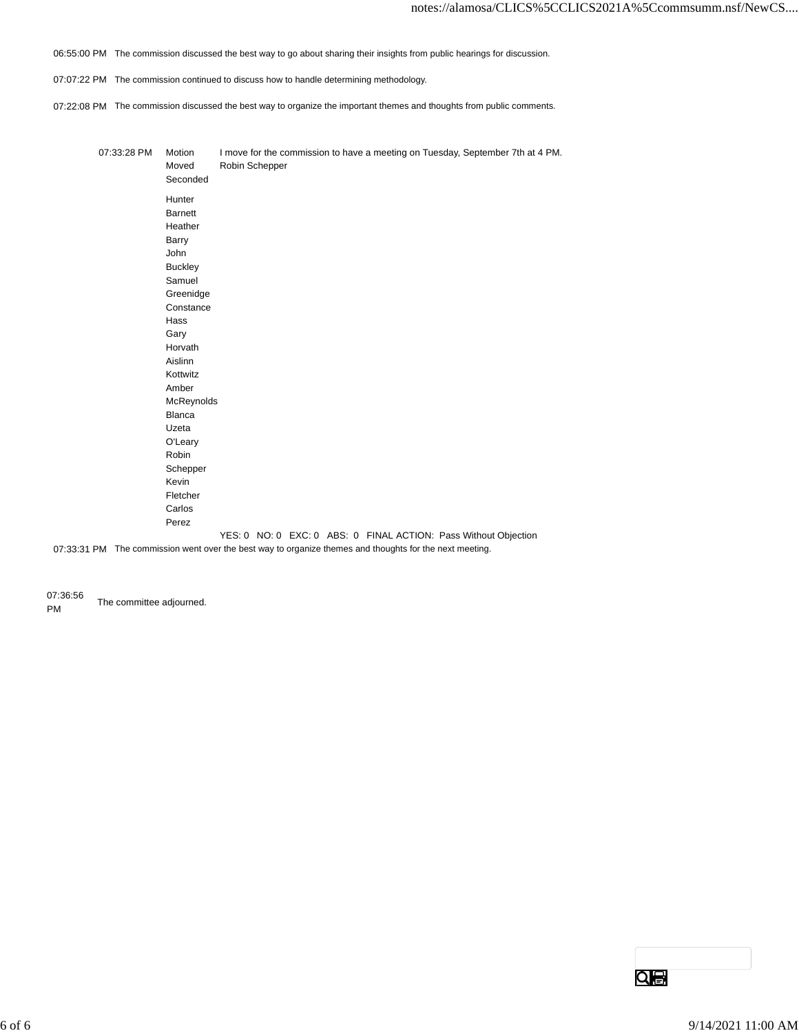06:55:00 PM The commission discussed the best way to go about sharing their insights from public hearings for discussion.

07:07:22 PM The commission continued to discuss how to handle determining methodology.

07:22:08 PM The commission discussed the best way to organize the important themes and thoughts from public comments.

07:33:28 PM

| | |
|---|---|
| Motion | I move for the commission to have a meeting on Tuesday, September 7th at 4 PM. |
| Moved | Robin Schepper |
| Seconded | |

Hunter Barnett
Heather Barry
John Buckley
Samuel Greenidge
Constance Hass
Gary Horvath
Aislinn Kottwitz
Amber McReynolds
Blanca Uzeta O'Leary
Robin Schepper
Kevin Fletcher
Carlos Perez

YES: 0 NO: 0 EXC: 0 ABS: 0 FINAL ACTION: Pass Without Objection

07:33:31 PM The commission went over the best way to organize themes and thoughts for the next meeting.

07:36:56 PM The committee adjourned.